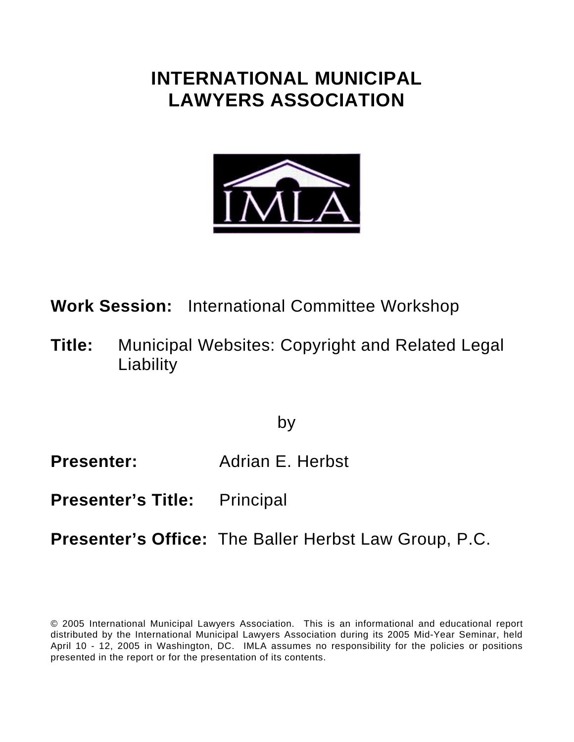# INTERNATIONAL MUNICIPAL LAWYERS ASSOCIATION

IMLA

**Work Session:** International Committee Workshop

**Title:** Municipal Websites: Copyright and Related Legal Liability

by

**Presenter:** Adrian E. Herbst

**Presenter's Title:** Principal

**Presenter's Office:** The Baller Herbst Law Group, P.C.

© 2005 International Municipal Lawyers Association. This is an informational and educational report distributed by the International Municipal Lawyers Association during its 2005 Mid-Year Seminar, held April 10 - 12, 2005 in Washington, DC. IMLA assumes no responsibility for the policies or positions presented in the report or for the presentation of its contents.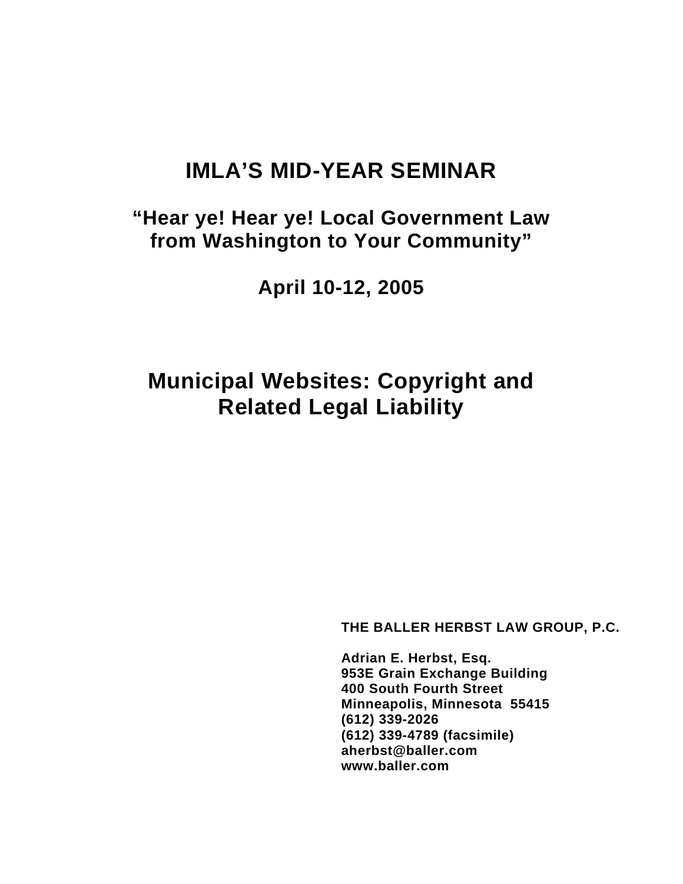# IMLA'S MID-YEAR SEMINAR

## "Hear ye! Hear ye! Local Government Law from Washington to Your Community"

## April 10-12, 2005

# Municipal Websites: Copyright and Related Legal Liability

**THE BALLER HERBST LAW GROUP, P.C.**

**Adrian E. Herbst, Esq.**
**953E Grain Exchange Building**
**400 South Fourth Street**
**Minneapolis, Minnesota 55415**
**(612) 339-2026**
**(612) 339-4789 (facsimile)**
**aherbst@baller.com**
**www.baller.com**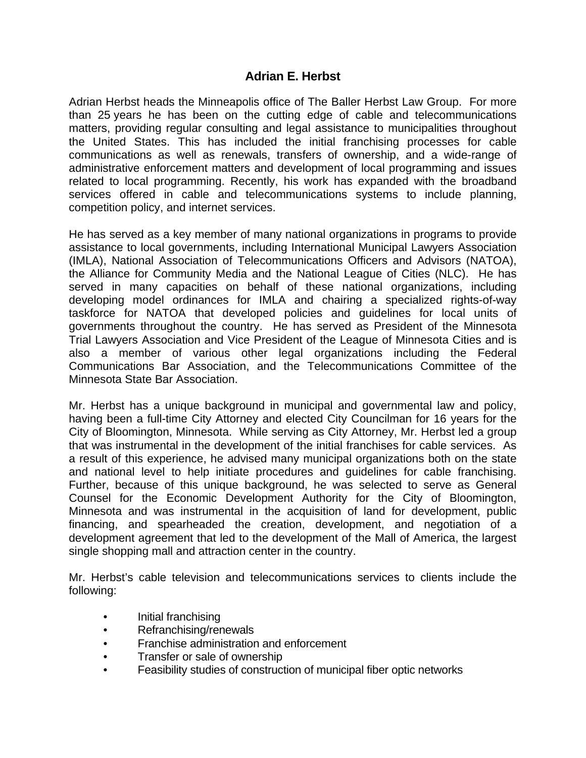# Adrian E. Herbst

Adrian Herbst heads the Minneapolis office of The Baller Herbst Law Group. For more than 25 years he has been on the cutting edge of cable and telecommunications matters, providing regular consulting and legal assistance to municipalities throughout the United States. This has included the initial franchising processes for cable communications as well as renewals, transfers of ownership, and a wide-range of administrative enforcement matters and development of local programming and issues related to local programming. Recently, his work has expanded with the broadband services offered in cable and telecommunications systems to include planning, competition policy, and internet services.

He has served as a key member of many national organizations in programs to provide assistance to local governments, including International Municipal Lawyers Association (IMLA), National Association of Telecommunications Officers and Advisors (NATOA), the Alliance for Community Media and the National League of Cities (NLC). He has served in many capacities on behalf of these national organizations, including developing model ordinances for IMLA and chairing a specialized rights-of-way taskforce for NATOA that developed policies and guidelines for local units of governments throughout the country. He has served as President of the Minnesota Trial Lawyers Association and Vice President of the League of Minnesota Cities and is also a member of various other legal organizations including the Federal Communications Bar Association, and the Telecommunications Committee of the Minnesota State Bar Association.

Mr. Herbst has a unique background in municipal and governmental law and policy, having been a full-time City Attorney and elected City Councilman for 16 years for the City of Bloomington, Minnesota. While serving as City Attorney, Mr. Herbst led a group that was instrumental in the development of the initial franchises for cable services. As a result of this experience, he advised many municipal organizations both on the state and national level to help initiate procedures and guidelines for cable franchising. Further, because of this unique background, he was selected to serve as General Counsel for the Economic Development Authority for the City of Bloomington, Minnesota and was instrumental in the acquisition of land for development, public financing, and spearheaded the creation, development, and negotiation of a development agreement that led to the development of the Mall of America, the largest single shopping mall and attraction center in the country.

Mr. Herbst's cable television and telecommunications services to clients include the following:

- Initial franchising
- Refranchising/renewals
- Franchise administration and enforcement
- Transfer or sale of ownership
- Feasibility studies of construction of municipal fiber optic networks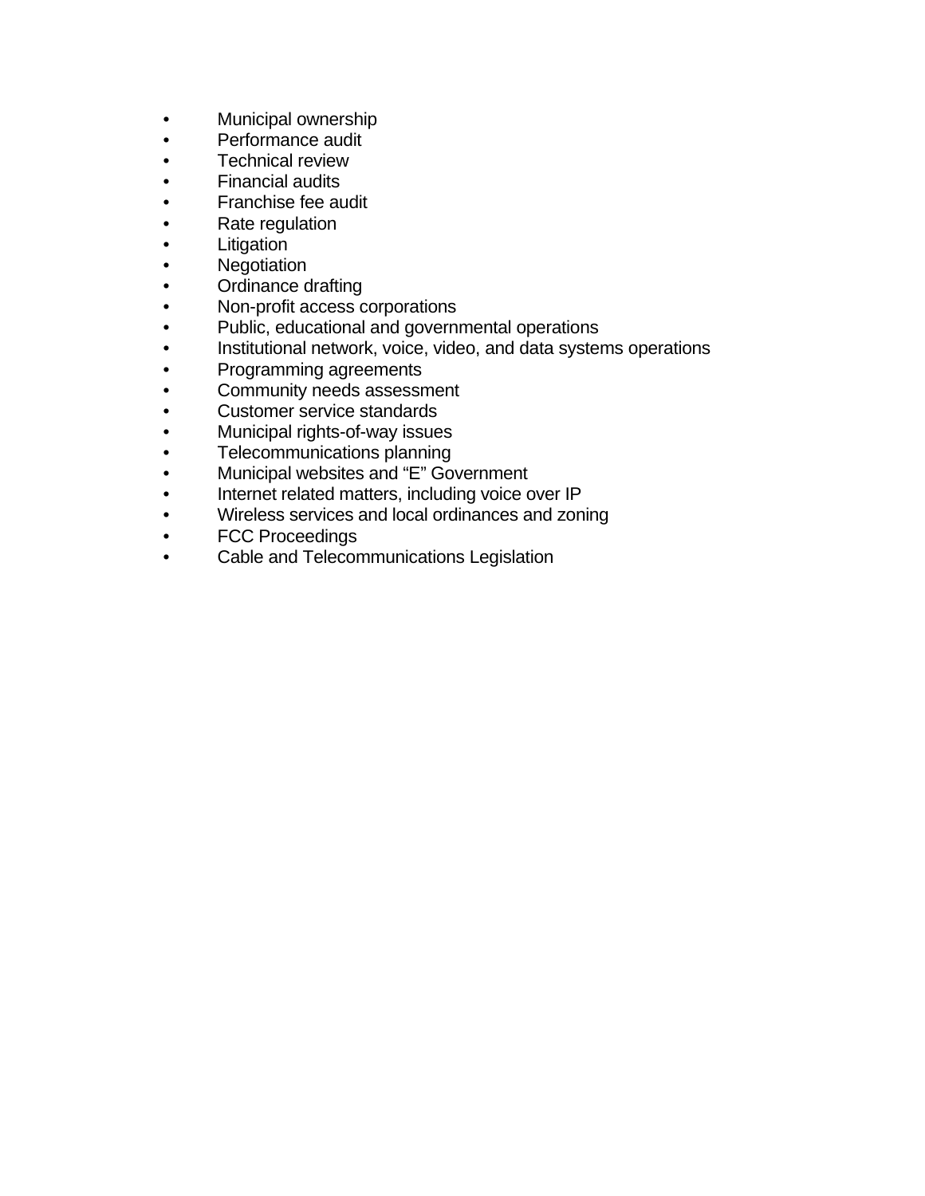- Municipal ownership
- Performance audit
- Technical review
- Financial audits
- Franchise fee audit
- Rate regulation
- Litigation
- Negotiation
- Ordinance drafting
- Non-profit access corporations
- Public, educational and governmental operations
- Institutional network, voice, video, and data systems operations
- Programming agreements
- Community needs assessment
- Customer service standards
- Municipal rights-of-way issues
- Telecommunications planning
- Municipal websites and "E" Government
- Internet related matters, including voice over IP
- Wireless services and local ordinances and zoning
- FCC Proceedings
- Cable and Telecommunications Legislation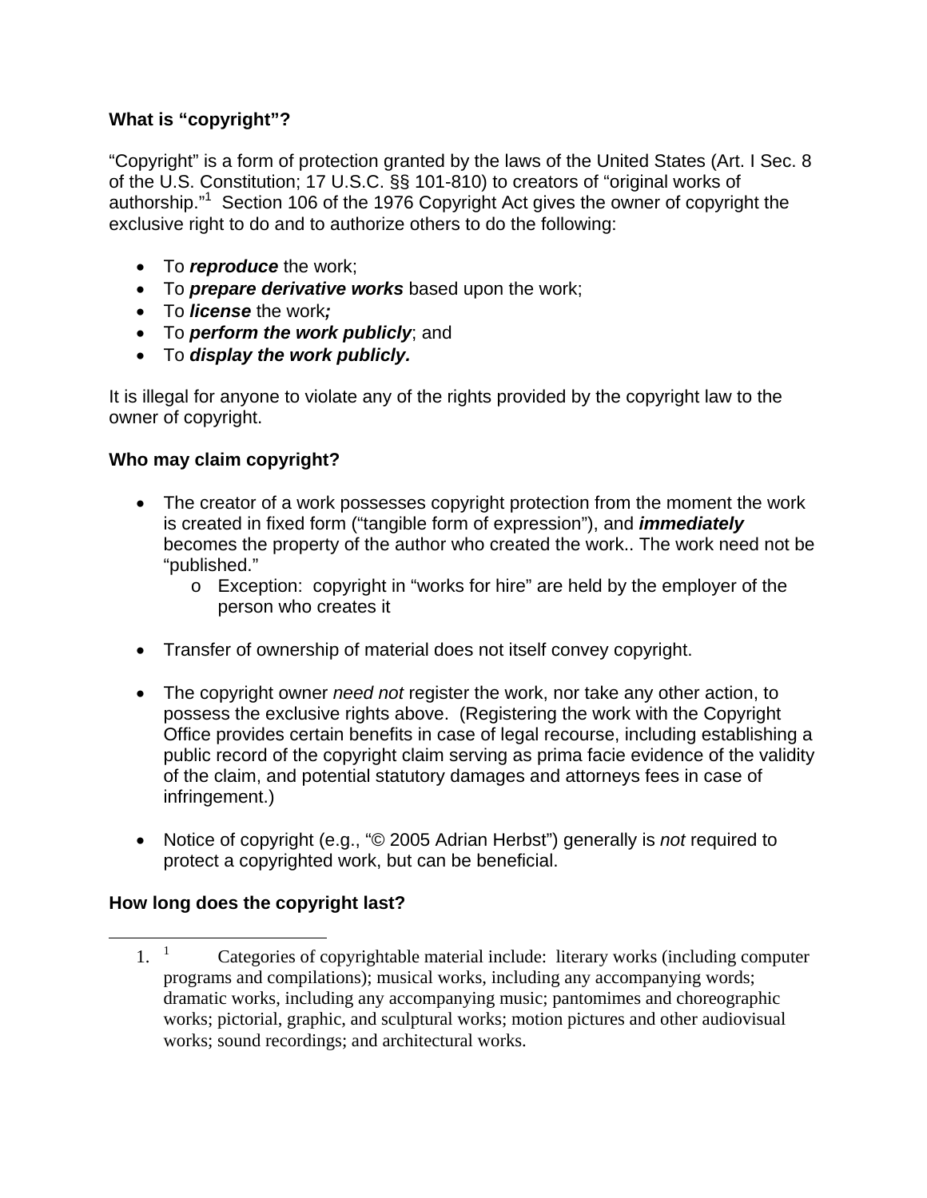**What is "copyright"?**

"Copyright" is a form of protection granted by the laws of the United States (Art. I Sec. 8 of the U.S. Constitution; 17 U.S.C. §§ 101-810) to creators of "original works of authorship."[1] Section 106 of the 1976 Copyright Act gives the owner of copyright the exclusive right to do and to authorize others to do the following:

- To ***reproduce*** the work;
- To ***prepare derivative works*** based upon the work;
- To ***license*** the work***;***
- To ***perform the work publicly***; and
- To ***display the work publicly.***

It is illegal for anyone to violate any of the rights provided by the copyright law to the owner of copyright.

**Who may claim copyright?**

- The creator of a work possesses copyright protection from the moment the work is created in fixed form ("tangible form of expression"), and ***immediately*** becomes the property of the author who created the work.. The work need not be "published."
  - Exception: copyright in "works for hire" are held by the employer of the person who creates it

- Transfer of ownership of material does not itself convey copyright.

- The copyright owner *need not* register the work, nor take any other action, to possess the exclusive rights above. (Registering the work with the Copyright Office provides certain benefits in case of legal recourse, including establishing a public record of the copyright claim serving as prima facie evidence of the validity of the claim, and potential statutory damages and attorneys fees in case of infringement.)

- Notice of copyright (e.g., "© 2005 Adrian Herbst") generally is *not* required to protect a copyrighted work, but can be beneficial.

**How long does the copyright last?**

---

1. [1] Categories of copyrightable material include: literary works (including computer programs and compilations); musical works, including any accompanying words; dramatic works, including any accompanying music; pantomimes and choreographic works; pictorial, graphic, and sculptural works; motion pictures and other audiovisual works; sound recordings; and architectural works.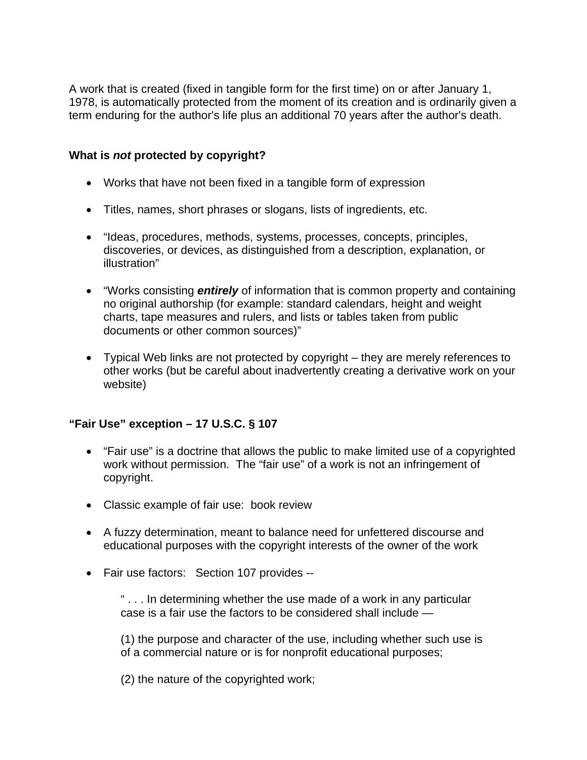A work that is created (fixed in tangible form for the first time) on or after January 1, 1978, is automatically protected from the moment of its creation and is ordinarily given a term enduring for the author's life plus an additional 70 years after the author's death.

**What is *not* protected by copyright?**

- Works that have not been fixed in a tangible form of expression
- Titles, names, short phrases or slogans, lists of ingredients, etc.
- "Ideas, procedures, methods, systems, processes, concepts, principles, discoveries, or devices, as distinguished from a description, explanation, or illustration"
- "Works consisting ***entirely*** of information that is common property and containing no original authorship (for example: standard calendars, height and weight charts, tape measures and rulers, and lists or tables taken from public documents or other common sources)"
- Typical Web links are not protected by copyright – they are merely references to other works (but be careful about inadvertently creating a derivative work on your website)

**"Fair Use" exception – 17 U.S.C. § 107**

- "Fair use" is a doctrine that allows the public to make limited use of a copyrighted work without permission. The "fair use" of a work is not an infringement of copyright.
- Classic example of fair use: book review
- A fuzzy determination, meant to balance need for unfettered discourse and educational purposes with the copyright interests of the owner of the work
- Fair use factors: Section 107 provides --

  " . . . In determining whether the use made of a work in any particular case is a fair use the factors to be considered shall include —

  (1) the purpose and character of the use, including whether such use is of a commercial nature or is for nonprofit educational purposes;

  (2) the nature of the copyrighted work;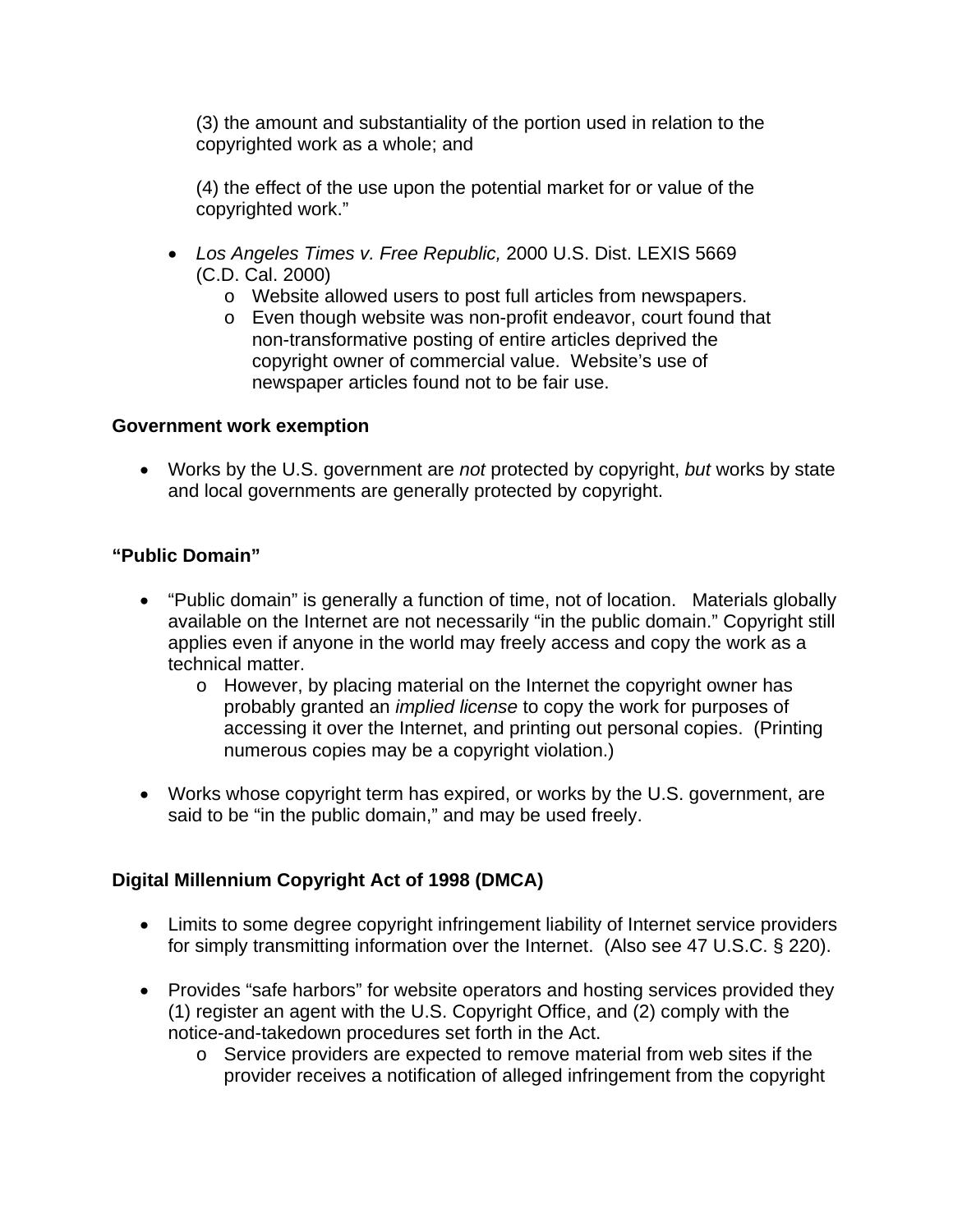(3) the amount and substantiality of the portion used in relation to the copyrighted work as a whole; and

(4) the effect of the use upon the potential market for or value of the copyrighted work."

- *Los Angeles Times v. Free Republic,* 2000 U.S. Dist. LEXIS 5669 (C.D. Cal. 2000)
  - Website allowed users to post full articles from newspapers.
  - Even though website was non-profit endeavor, court found that non-transformative posting of entire articles deprived the copyright owner of commercial value. Website's use of newspaper articles found not to be fair use.

**Government work exemption**

- Works by the U.S. government are *not* protected by copyright, *but* works by state and local governments are generally protected by copyright.

**"Public Domain"**

- "Public domain" is generally a function of time, not of location. Materials globally available on the Internet are not necessarily "in the public domain." Copyright still applies even if anyone in the world may freely access and copy the work as a technical matter.
  - However, by placing material on the Internet the copyright owner has probably granted an *implied license* to copy the work for purposes of accessing it over the Internet, and printing out personal copies. (Printing numerous copies may be a copyright violation.)

- Works whose copyright term has expired, or works by the U.S. government, are said to be "in the public domain," and may be used freely.

**Digital Millennium Copyright Act of 1998 (DMCA)**

- Limits to some degree copyright infringement liability of Internet service providers for simply transmitting information over the Internet. (Also see 47 U.S.C. § 220).

- Provides "safe harbors" for website operators and hosting services provided they (1) register an agent with the U.S. Copyright Office, and (2) comply with the notice-and-takedown procedures set forth in the Act.
  - Service providers are expected to remove material from web sites if the provider receives a notification of alleged infringement from the copyright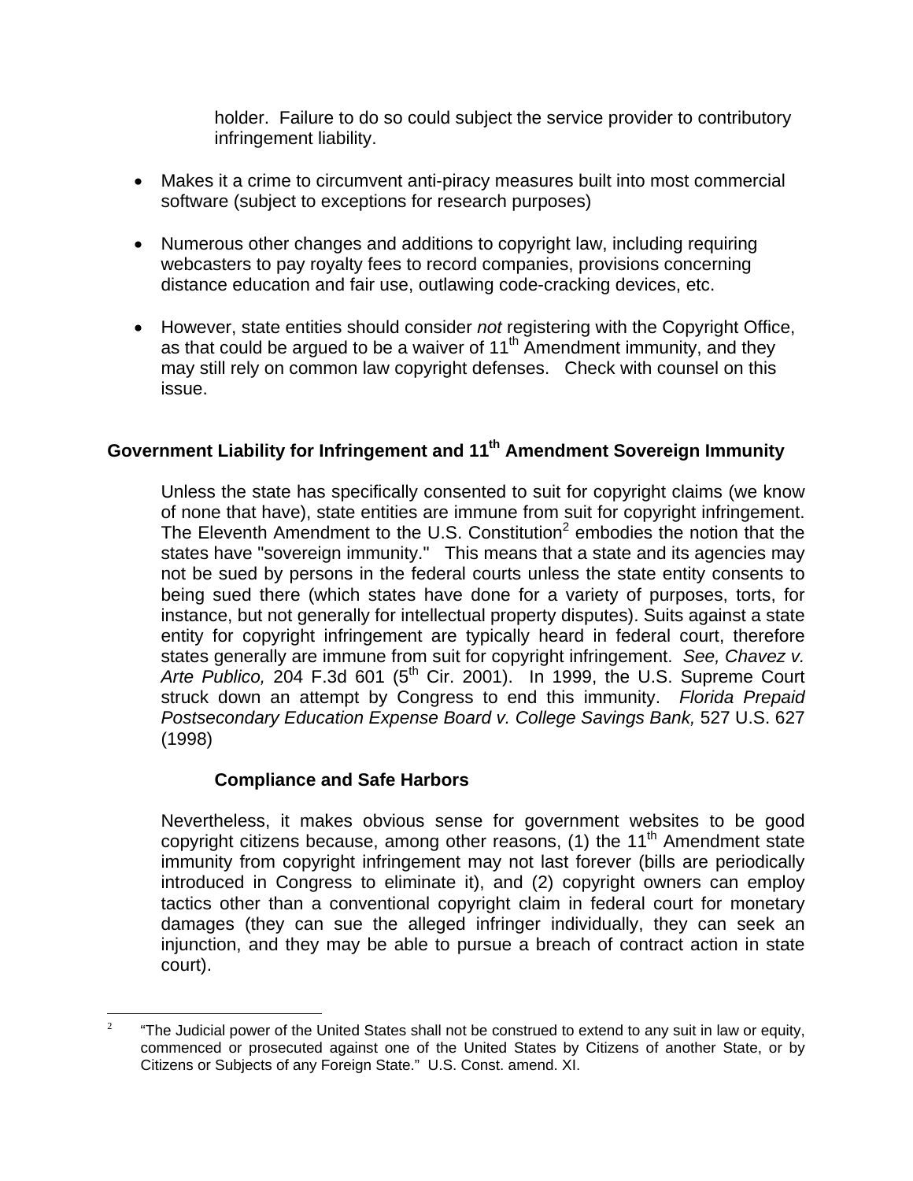holder. Failure to do so could subject the service provider to contributory infringement liability.

- Makes it a crime to circumvent anti-piracy measures built into most commercial software (subject to exceptions for research purposes)

- Numerous other changes and additions to copyright law, including requiring webcasters to pay royalty fees to record companies, provisions concerning distance education and fair use, outlawing code-cracking devices, etc.

- However, state entities should consider *not* registering with the Copyright Office, as that could be argued to be a waiver of 11th Amendment immunity, and they may still rely on common law copyright defenses. Check with counsel on this issue.

## Government Liability for Infringement and 11th Amendment Sovereign Immunity

Unless the state has specifically consented to suit for copyright claims (we know of none that have), state entities are immune from suit for copyright infringement. The Eleventh Amendment to the U.S. Constitution[2] embodies the notion that the states have "sovereign immunity." This means that a state and its agencies may not be sued by persons in the federal courts unless the state entity consents to being sued there (which states have done for a variety of purposes, torts, for instance, but not generally for intellectual property disputes). Suits against a state entity for copyright infringement are typically heard in federal court, therefore states generally are immune from suit for copyright infringement. *See, Chavez v. Arte Publico,* 204 F.3d 601 (5th Cir. 2001). In 1999, the U.S. Supreme Court struck down an attempt by Congress to end this immunity. *Florida Prepaid Postsecondary Education Expense Board v. College Savings Bank,* 527 U.S. 627 (1998)

### Compliance and Safe Harbors

Nevertheless, it makes obvious sense for government websites to be good copyright citizens because, among other reasons, (1) the 11th Amendment state immunity from copyright infringement may not last forever (bills are periodically introduced in Congress to eliminate it), and (2) copyright owners can employ tactics other than a conventional copyright claim in federal court for monetary damages (they can sue the alleged infringer individually, they can seek an injunction, and they may be able to pursue a breach of contract action in state court).

---

[2] "The Judicial power of the United States shall not be construed to extend to any suit in law or equity, commenced or prosecuted against one of the United States by Citizens of another State, or by Citizens or Subjects of any Foreign State." U.S. Const. amend. XI.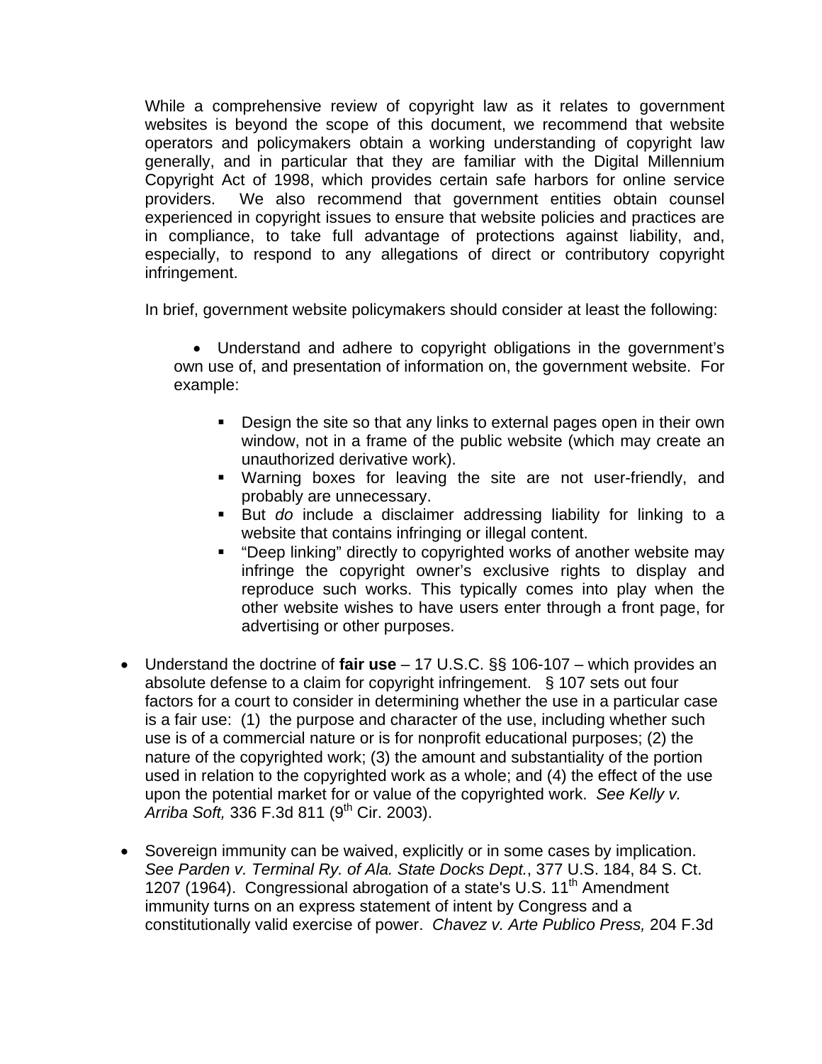While a comprehensive review of copyright law as it relates to government websites is beyond the scope of this document, we recommend that website operators and policymakers obtain a working understanding of copyright law generally, and in particular that they are familiar with the Digital Millennium Copyright Act of 1998, which provides certain safe harbors for online service providers. We also recommend that government entities obtain counsel experienced in copyright issues to ensure that website policies and practices are in compliance, to take full advantage of protections against liability, and, especially, to respond to any allegations of direct or contributory copyright infringement.

In brief, government website policymakers should consider at least the following:

- Understand and adhere to copyright obligations in the government's own use of, and presentation of information on, the government website. For example:
  - Design the site so that any links to external pages open in their own window, not in a frame of the public website (which may create an unauthorized derivative work).
  - Warning boxes for leaving the site are not user-friendly, and probably are unnecessary.
  - But *do* include a disclaimer addressing liability for linking to a website that contains infringing or illegal content.
  - "Deep linking" directly to copyrighted works of another website may infringe the copyright owner's exclusive rights to display and reproduce such works. This typically comes into play when the other website wishes to have users enter through a front page, for advertising or other purposes.

- Understand the doctrine of **fair use** – 17 U.S.C. §§ 106-107 – which provides an absolute defense to a claim for copyright infringement. § 107 sets out four factors for a court to consider in determining whether the use in a particular case is a fair use: (1) the purpose and character of the use, including whether such use is of a commercial nature or is for nonprofit educational purposes; (2) the nature of the copyrighted work; (3) the amount and substantiality of the portion used in relation to the copyrighted work as a whole; and (4) the effect of the use upon the potential market for or value of the copyrighted work. *See Kelly v. Arriba Soft,* 336 F.3d 811 (9th Cir. 2003).

- Sovereign immunity can be waived, explicitly or in some cases by implication. *See Parden v. Terminal Ry. of Ala. State Docks Dept.*, 377 U.S. 184, 84 S. Ct. 1207 (1964). Congressional abrogation of a state's U.S. 11th Amendment immunity turns on an express statement of intent by Congress and a constitutionally valid exercise of power. *Chavez v. Arte Publico Press,* 204 F.3d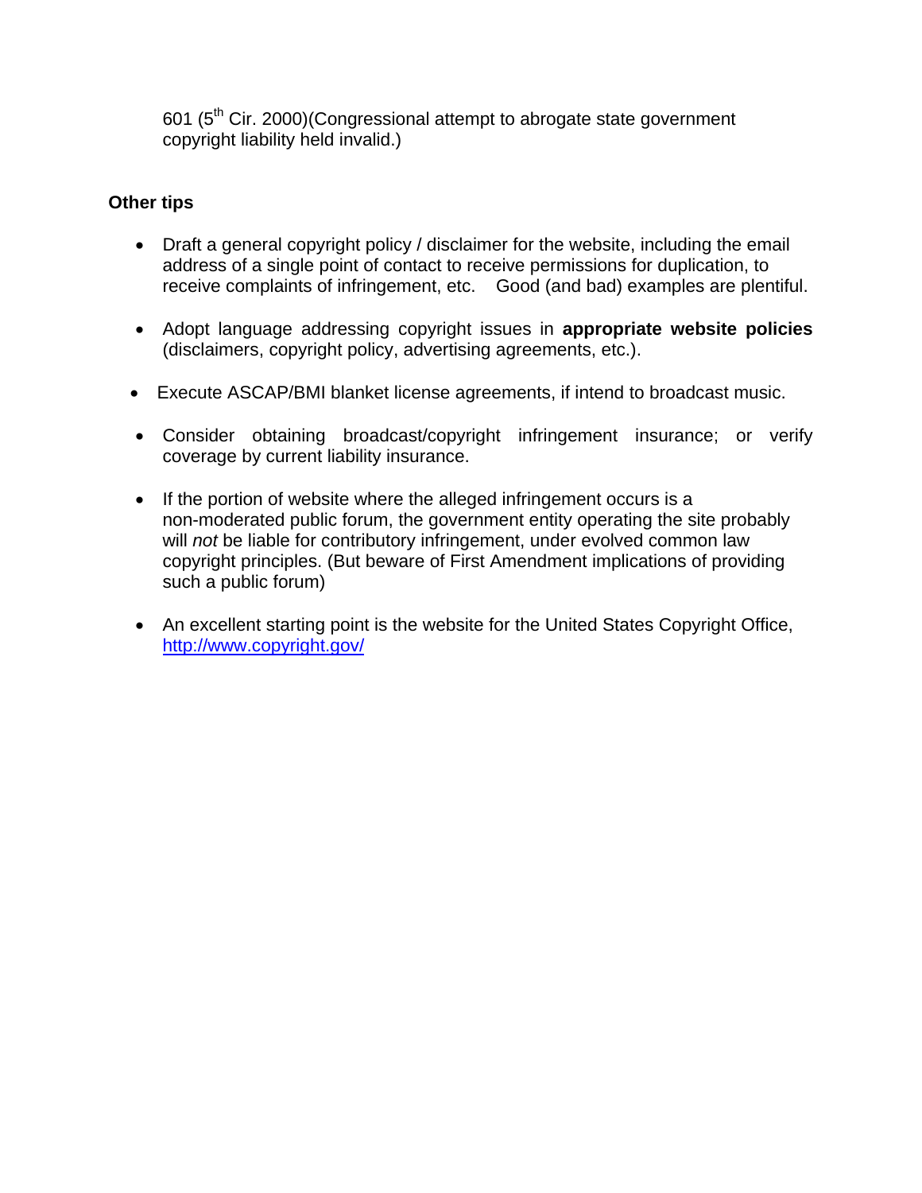601 (5th Cir. 2000)(Congressional attempt to abrogate state government copyright liability held invalid.)

**Other tips**

- Draft a general copyright policy / disclaimer for the website, including the email address of a single point of contact to receive permissions for duplication, to receive complaints of infringement, etc. Good (and bad) examples are plentiful.

- Adopt language addressing copyright issues in **appropriate website policies** (disclaimers, copyright policy, advertising agreements, etc.).

- Execute ASCAP/BMI blanket license agreements, if intend to broadcast music.

- Consider obtaining broadcast/copyright infringement insurance; or verify coverage by current liability insurance.

- If the portion of website where the alleged infringement occurs is a non-moderated public forum, the government entity operating the site probably will *not* be liable for contributory infringement, under evolved common law copyright principles. (But beware of First Amendment implications of providing such a public forum)

- An excellent starting point is the website for the United States Copyright Office, http://www.copyright.gov/